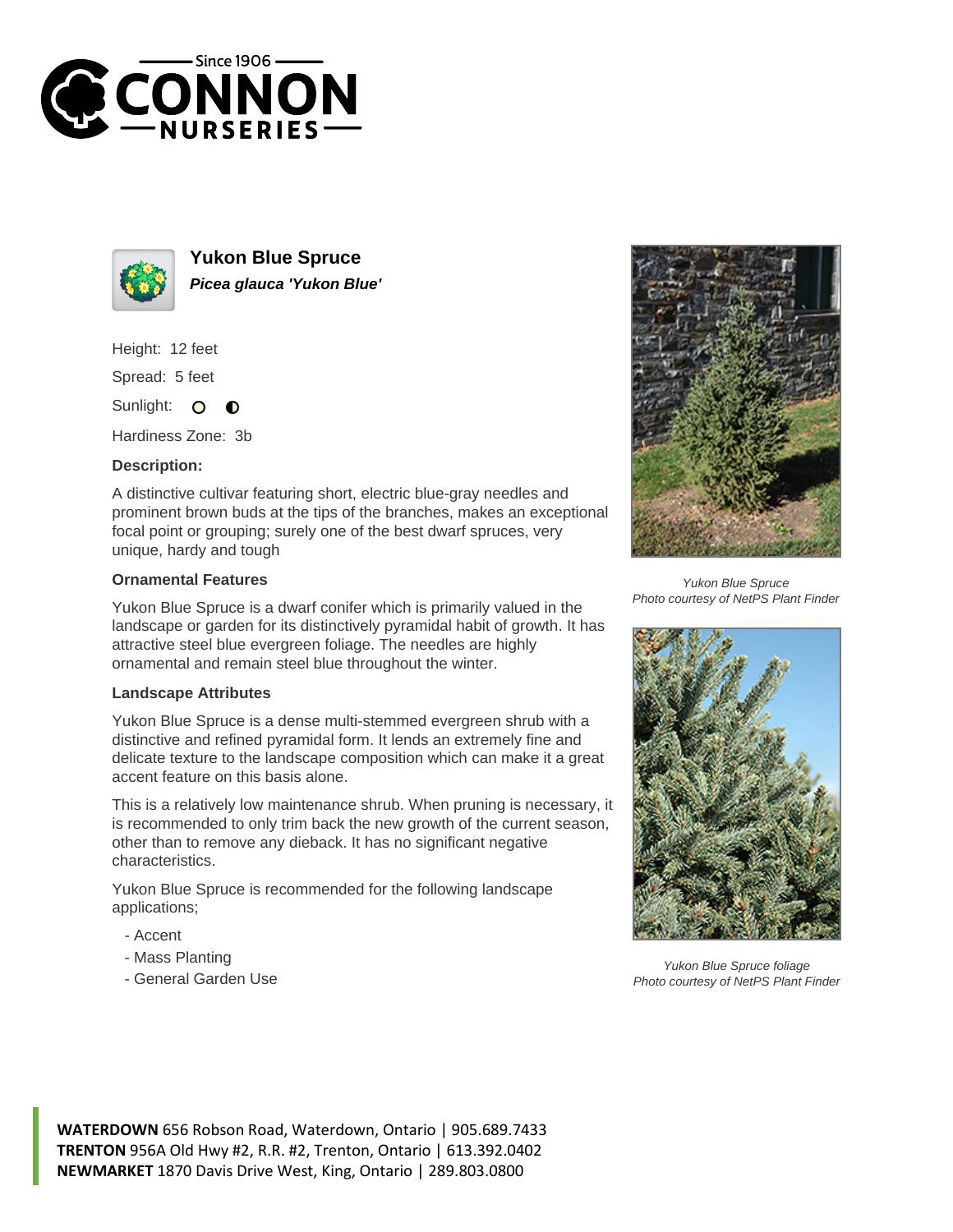# Yukon Blue Spruce

***Picea glauca 'Yukon Blue'***

Height: 12 feet

Spread: 5 feet

Sunlight:

Hardiness Zone: 3b

**Description:**

A distinctive cultivar featuring short, electric blue-gray needles and prominent brown buds at the tips of the branches, makes an exceptional focal point or grouping; surely one of the best dwarf spruces, very unique, hardy and tough

### Ornamental Features

Yukon Blue Spruce is a dwarf conifer which is primarily valued in the landscape or garden for its distinctively pyramidal habit of growth. It has attractive steel blue evergreen foliage. The needles are highly ornamental and remain steel blue throughout the winter.

### Landscape Attributes

Yukon Blue Spruce is a dense multi-stemmed evergreen shrub with a distinctive and refined pyramidal form. It lends an extremely fine and delicate texture to the landscape composition which can make it a great accent feature on this basis alone.

This is a relatively low maintenance shrub. When pruning is necessary, it is recommended to only trim back the new growth of the current season, other than to remove any dieback. It has no significant negative characteristics.

Yukon Blue Spruce is recommended for the following landscape applications;

- Accent
- Mass Planting
- General Garden Use

*Yukon Blue Spruce*
*Photo courtesy of NetPS Plant Finder*

*Yukon Blue Spruce foliage*
*Photo courtesy of NetPS Plant Finder*

**WATERDOWN** 656 Robson Road, Waterdown, Ontario | 905.689.7433
**TRENTON** 956A Old Hwy #2, R.R. #2, Trenton, Ontario | 613.392.0402
**NEWMARKET** 1870 Davis Drive West, King, Ontario | 289.803.0800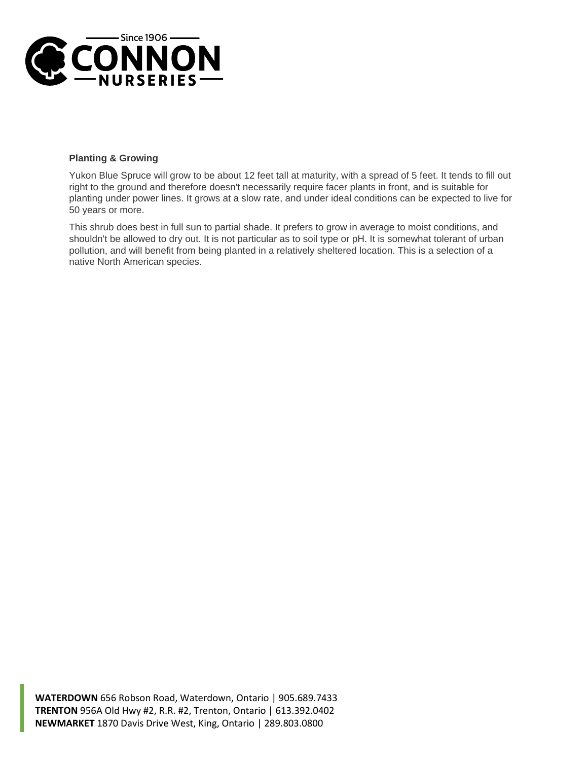### Planting & Growing

Yukon Blue Spruce will grow to be about 12 feet tall at maturity, with a spread of 5 feet. It tends to fill out right to the ground and therefore doesn't necessarily require facer plants in front, and is suitable for planting under power lines. It grows at a slow rate, and under ideal conditions can be expected to live for 50 years or more.

This shrub does best in full sun to partial shade. It prefers to grow in average to moist conditions, and shouldn't be allowed to dry out. It is not particular as to soil type or pH. It is somewhat tolerant of urban pollution, and will benefit from being planted in a relatively sheltered location. This is a selection of a native North American species.